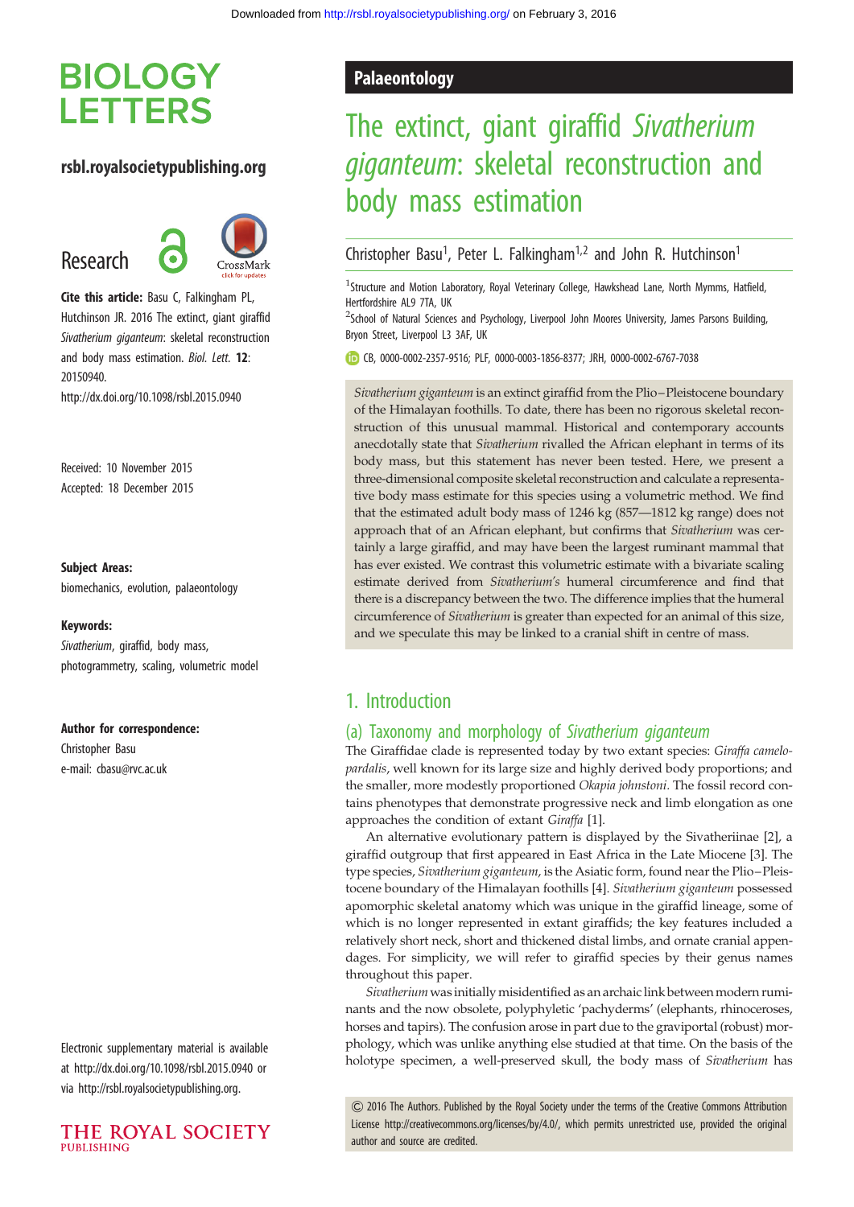# BIOLOGY LETTERS

rsbl.royalsocietypublishing.org

Research

**Cite this article:** Basu C, Falkingham PL, Hutchinson JR. 2016 The extinct, giant giraffid *Sivatherium giganteum*: skeletal reconstruction and body mass estimation. *Biol. Lett.* **12**: 20150940.
http://dx.doi.org/10.1098/rsbl.2015.0940

Received: 10 November 2015
Accepted: 18 December 2015

**Subject Areas:**
biomechanics, evolution, palaeontology

**Keywords:**
*Sivatherium*, giraffid, body mass, photogrammetry, scaling, volumetric model

**Author for correspondence:**
Christopher Basu
e-mail: cbasu@rvc.ac.uk

Electronic supplementary material is available at http://dx.doi.org/10.1098/rsbl.2015.0940 or via http://rsbl.royalsocietypublishing.org.

Palaeontology

# The extinct, giant giraffid *Sivatherium giganteum*: skeletal reconstruction and body mass estimation

Christopher Basu[1], Peter L. Falkingham[1,2] and John R. Hutchinson[1]

[1]Structure and Motion Laboratory, Royal Veterinary College, Hawkshead Lane, North Mymms, Hatfield, Hertfordshire AL9 7TA, UK
[2]School of Natural Sciences and Psychology, Liverpool John Moores University, James Parsons Building, Bryon Street, Liverpool L3 3AF, UK

CB, 0000-0002-2357-9516; PLF, 0000-0003-1856-8377; JRH, 0000-0002-6767-7038

*Sivatherium giganteum* is an extinct giraffid from the Plio–Pleistocene boundary of the Himalayan foothills. To date, there has been no rigorous skeletal reconstruction of this unusual mammal. Historical and contemporary accounts anecdotally state that *Sivatherium* rivalled the African elephant in terms of its body mass, but this statement has never been tested. Here, we present a three-dimensional composite skeletal reconstruction and calculate a representative body mass estimate for this species using a volumetric method. We find that the estimated adult body mass of 1246 kg (857—1812 kg range) does not approach that of an African elephant, but confirms that *Sivatherium* was certainly a large giraffid, and may have been the largest ruminant mammal that has ever existed. We contrast this volumetric estimate with a bivariate scaling estimate derived from *Sivatherium's* humeral circumference and find that there is a discrepancy between the two. The difference implies that the humeral circumference of *Sivatherium* is greater than expected for an animal of this size, and we speculate this may be linked to a cranial shift in centre of mass.

## 1. Introduction

### (a) Taxonomy and morphology of *Sivatherium giganteum*

The Giraffidae clade is represented today by two extant species: *Giraffa camelopardalis*, well known for its large size and highly derived body proportions; and the smaller, more modestly proportioned *Okapia johnstoni.* The fossil record contains phenotypes that demonstrate progressive neck and limb elongation as one approaches the condition of extant *Giraffa* [1].

An alternative evolutionary pattern is displayed by the Sivatheriinae [2], a giraffid outgroup that first appeared in East Africa in the Late Miocene [3]. The type species, *Sivatherium giganteum*, is the Asiatic form, found near the Plio–Pleistocene boundary of the Himalayan foothills [4]. *Sivatherium giganteum* possessed apomorphic skeletal anatomy which was unique in the giraffid lineage, some of which is no longer represented in extant giraffids; the key features included a relatively short neck, short and thickened distal limbs, and ornate cranial appendages. For simplicity, we will refer to giraffid species by their genus names throughout this paper.

*Sivatherium* was initially misidentified as an archaic link between modern ruminants and the now obsolete, polyphyletic 'pachyderms' (elephants, rhinoceroses, horses and tapirs). The confusion arose in part due to the graviportal (robust) morphology, which was unlike anything else studied at that time. On the basis of the holotype specimen, a well-preserved skull, the body mass of *Sivatherium* has

© 2016 The Authors. Published by the Royal Society under the terms of the Creative Commons Attribution License http://creativecommons.org/licenses/by/4.0/, which permits unrestricted use, provided the original author and source are credited.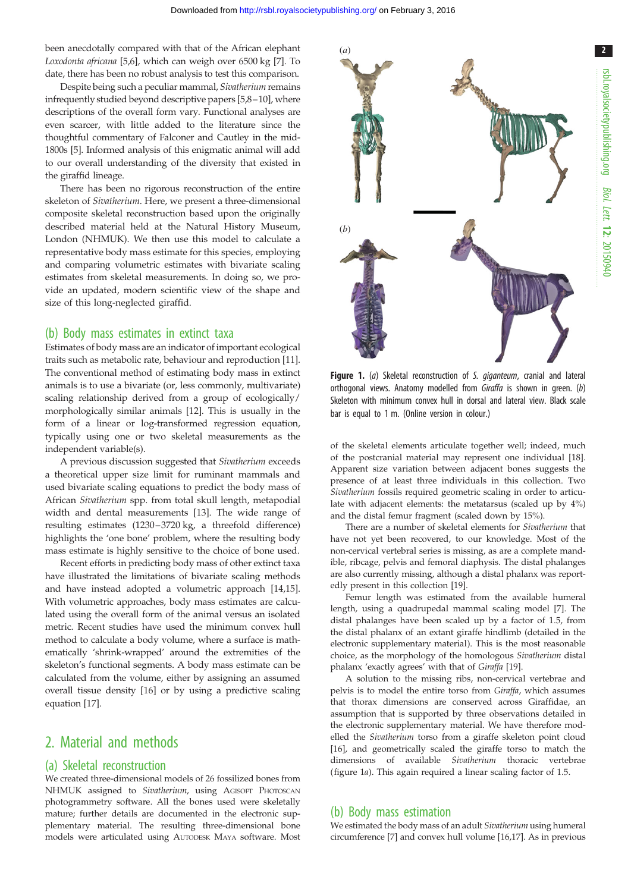been anecdotally compared with that of the African elephant *Loxodonta africana* [5,6], which can weigh over 6500 kg [7]. To date, there has been no robust analysis to test this comparison.

Despite being such a peculiar mammal, *Sivatherium* remains infrequently studied beyond descriptive papers [5,8–10], where descriptions of the overall form vary. Functional analyses are even scarcer, with little added to the literature since the thoughtful commentary of Falconer and Cautley in the mid-1800s [5]. Informed analysis of this enigmatic animal will add to our overall understanding of the diversity that existed in the giraffid lineage.

There has been no rigorous reconstruction of the entire skeleton of *Sivatherium*. Here, we present a three-dimensional composite skeletal reconstruction based upon the originally described material held at the Natural History Museum, London (NHMUK). We then use this model to calculate a representative body mass estimate for this species, employing and comparing volumetric estimates with bivariate scaling estimates from skeletal measurements. In doing so, we provide an updated, modern scientific view of the shape and size of this long-neglected giraffid.

## (b) Body mass estimates in extinct taxa

Estimates of body mass are an indicator of important ecological traits such as metabolic rate, behaviour and reproduction [11]. The conventional method of estimating body mass in extinct animals is to use a bivariate (or, less commonly, multivariate) scaling relationship derived from a group of ecologically/morphologically similar animals [12]. This is usually in the form of a linear or log-transformed regression equation, typically using one or two skeletal measurements as the independent variable(s).

A previous discussion suggested that *Sivatherium* exceeds a theoretical upper size limit for ruminant mammals and used bivariate scaling equations to predict the body mass of African *Sivatherium* spp. from total skull length, metapodial width and dental measurements [13]. The wide range of resulting estimates (1230–3720 kg, a threefold difference) highlights the 'one bone' problem, where the resulting body mass estimate is highly sensitive to the choice of bone used.

Recent efforts in predicting body mass of other extinct taxa have illustrated the limitations of bivariate scaling methods and have instead adopted a volumetric approach [14,15]. With volumetric approaches, body mass estimates are calculated using the overall form of the animal versus an isolated metric. Recent studies have used the minimum convex hull method to calculate a body volume, where a surface is mathematically 'shrink-wrapped' around the extremities of the skeleton's functional segments. A body mass estimate can be calculated from the volume, either by assigning an assumed overall tissue density [16] or by using a predictive scaling equation [17].

# 2. Material and methods

## (a) Skeletal reconstruction

We created three-dimensional models of 26 fossilized bones from NHMUK assigned to *Sivatherium*, using Agisoft Photoscan photogrammetry software. All the bones used were skeletally mature; further details are documented in the electronic supplementary material. The resulting three-dimensional bone models were articulated using Autodesk Maya software. Most of the skeletal elements articulate together well; indeed, much of the postcranial material may represent one individual [18]. Apparent size variation between adjacent bones suggests the presence of at least three individuals in this collection. Two *Sivatherium* fossils required geometric scaling in order to articulate with adjacent elements: the metatarsus (scaled up by 4%) and the distal femur fragment (scaled down by 15%).

There are a number of skeletal elements for *Sivatherium* that have not yet been recovered, to our knowledge. Most of the non-cervical vertebral series is missing, as are a complete mandible, ribcage, pelvis and femoral diaphysis. The distal phalanges are also currently missing, although a distal phalanx was reportedly present in this collection [19].

Femur length was estimated from the available humeral length, using a quadrupedal mammal scaling model [7]. The distal phalanges have been scaled up by a factor of 1.5, from the distal phalanx of an extant giraffe hindlimb (detailed in the electronic supplementary material). This is the most reasonable choice, as the morphology of the homologous *Sivatherium* distal phalanx 'exactly agrees' with that of *Giraffa* [19].

A solution to the missing ribs, non-cervical vertebrae and pelvis is to model the entire torso from *Giraffa*, which assumes that thorax dimensions are conserved across Giraffidae, an assumption that is supported by three observations detailed in the electronic supplementary material. We have therefore modelled the *Sivatherium* torso from a giraffe skeleton point cloud [16], and geometrically scaled the giraffe torso to match the dimensions of available *Sivatherium* thoracic vertebrae (figure 1*a*). This again required a linear scaling factor of 1.5.

**Figure 1.** (*a*) Skeletal reconstruction of *S. giganteum*, cranial and lateral orthogonal views. Anatomy modelled from *Giraffa* is shown in green. (*b*) Skeleton with minimum convex hull in dorsal and lateral view. Black scale bar is equal to 1 m. (Online version in colour.)

## (b) Body mass estimation

We estimated the body mass of an adult *Sivatherium* using humeral circumference [7] and convex hull volume [16,17]. As in previous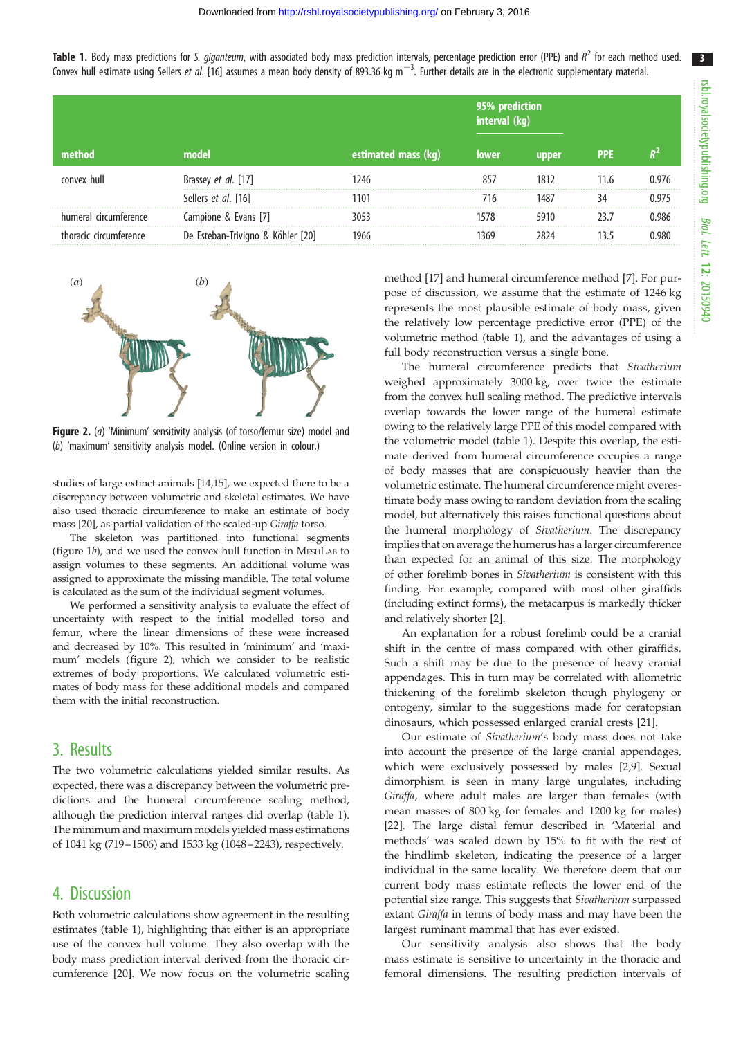**Table 1.** Body mass predictions for *S. giganteum*, with associated body mass prediction intervals, percentage prediction error (PPE) and $R^2$ for each method used. Convex hull estimate using Sellers *et al.* [16] assumes a mean body density of 893.36 kg m$^{-3}$. Further details are in the electronic supplementary material.

| method | model | estimated mass (kg) | 95% prediction interval (kg) | | PPE | $R^2$ |
|---|---|---|---|---|---|---|
| | | | lower | upper | | |
| convex hull | Brassey *et al.* [17] | 1246 | 857 | 1812 | 11.6 | 0.976 |
| | Sellers *et al.* [16] | 1101 | 716 | 1487 | 34 | 0.975 |
| humeral circumference | Campione & Evans [7] | 3053 | 1578 | 5910 | 23.7 | 0.986 |
| thoracic circumference | De Esteban-Trivigno & Köhler [20] | 1966 | 1369 | 2824 | 13.5 | 0.980 |

**Figure 2.** (*a*) 'Minimum' sensitivity analysis (of torso/femur size) model and (*b*) 'maximum' sensitivity analysis model. (Online version in colour.)

studies of large extinct animals [14,15], we expected there to be a discrepancy between volumetric and skeletal estimates. We have also used thoracic circumference to make an estimate of body mass [20], as partial validation of the scaled-up *Giraffa* torso.

The skeleton was partitioned into functional segments (figure 1*b*), and we used the convex hull function in MeshLab to assign volumes to these segments. An additional volume was assigned to approximate the missing mandible. The total volume is calculated as the sum of the individual segment volumes.

We performed a sensitivity analysis to evaluate the effect of uncertainty with respect to the initial modelled torso and femur, where the linear dimensions of these were increased and decreased by 10%. This resulted in 'minimum' and 'maximum' models (figure 2), which we consider to be realistic extremes of body proportions. We calculated volumetric estimates of body mass for these additional models and compared them with the initial reconstruction.

## 3. Results

The two volumetric calculations yielded similar results. As expected, there was a discrepancy between the volumetric predictions and the humeral circumference scaling method, although the prediction interval ranges did overlap (table 1). The minimum and maximum models yielded mass estimations of 1041 kg (719–1506) and 1533 kg (1048–2243), respectively.

## 4. Discussion

Both volumetric calculations show agreement in the resulting estimates (table 1), highlighting that either is an appropriate use of the convex hull volume. They also overlap with the body mass prediction interval derived from the thoracic circumference [20]. We now focus on the volumetric scaling method [17] and humeral circumference method [7]. For purpose of discussion, we assume that the estimate of 1246 kg represents the most plausible estimate of body mass, given the relatively low percentage predictive error (PPE) of the volumetric method (table 1), and the advantages of using a full body reconstruction versus a single bone.

The humeral circumference predicts that *Sivatherium* weighed approximately 3000 kg, over twice the estimate from the convex hull scaling method. The predictive intervals overlap towards the lower range of the humeral estimate owing to the relatively large PPE of this model compared with the volumetric model (table 1). Despite this overlap, the estimate derived from humeral circumference occupies a range of body masses that are conspicuously heavier than the volumetric estimate. The humeral circumference might overestimate body mass owing to random deviation from the scaling model, but alternatively this raises functional questions about the humeral morphology of *Sivatherium*. The discrepancy implies that on average the humerus has a larger circumference than expected for an animal of this size. The morphology of other forelimb bones in *Sivatherium* is consistent with this finding. For example, compared with most other giraffids (including extinct forms), the metacarpus is markedly thicker and relatively shorter [2].

An explanation for a robust forelimb could be a cranial shift in the centre of mass compared with other giraffids. Such a shift may be due to the presence of heavy cranial appendages. This in turn may be correlated with allometric thickening of the forelimb skeleton though phylogeny or ontogeny, similar to the suggestions made for ceratopsian dinosaurs, which possessed enlarged cranial crests [21].

Our estimate of *Sivatherium*'s body mass does not take into account the presence of the large cranial appendages, which were exclusively possessed by males [2,9]. Sexual dimorphism is seen in many large ungulates, including *Giraffa*, where adult males are larger than females (with mean masses of 800 kg for females and 1200 kg for males) [22]. The large distal femur described in 'Material and methods' was scaled down by 15% to fit with the rest of the hindlimb skeleton, indicating the presence of a larger individual in the same locality. We therefore deem that our current body mass estimate reflects the lower end of the potential size range. This suggests that *Sivatherium* surpassed extant *Giraffa* in terms of body mass and may have been the largest ruminant mammal that has ever existed.

Our sensitivity analysis also shows that the body mass estimate is sensitive to uncertainty in the thoracic and femoral dimensions. The resulting prediction intervals of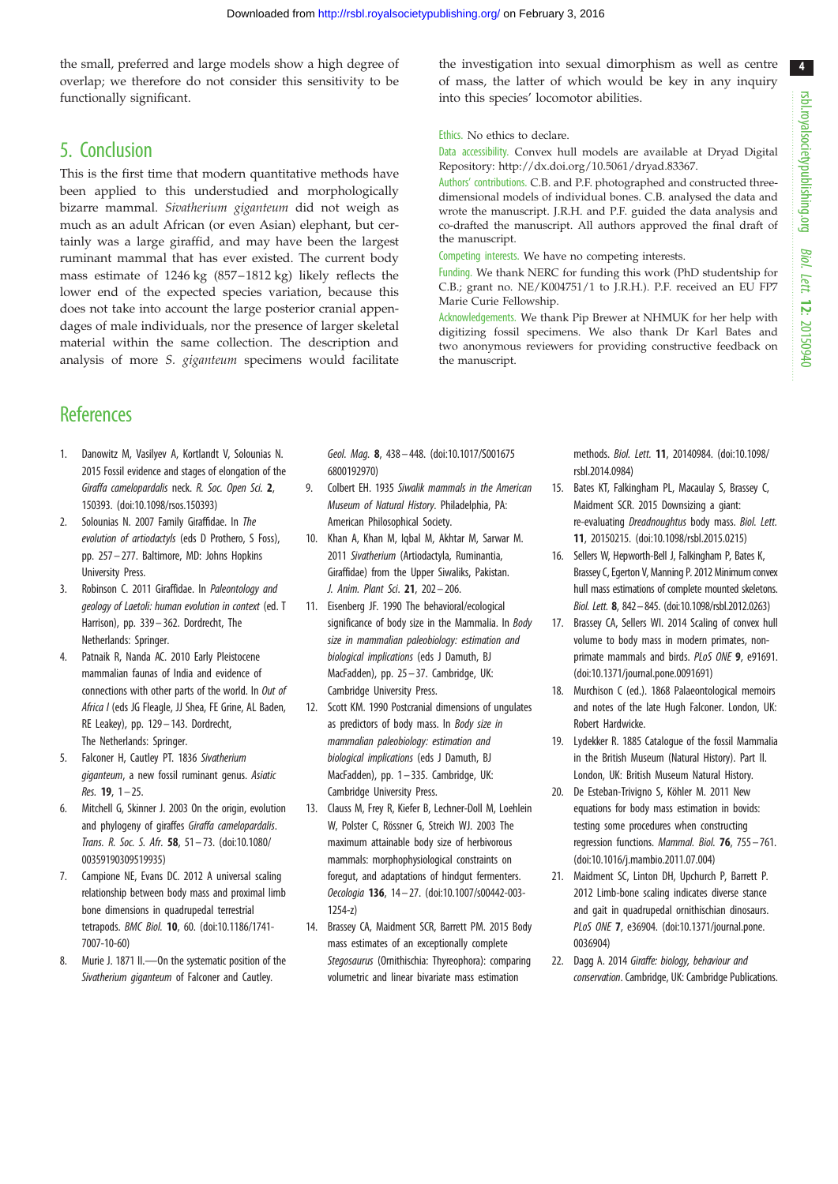the small, preferred and large models show a high degree of overlap; we therefore do not consider this sensitivity to be functionally significant.

## 5. Conclusion

This is the first time that modern quantitative methods have been applied to this understudied and morphologically bizarre mammal. *Sivatherium giganteum* did not weigh as much as an adult African (or even Asian) elephant, but certainly was a large giraffid, and may have been the largest ruminant mammal that has ever existed. The current body mass estimate of 1246 kg (857–1812 kg) likely reflects the lower end of the expected species variation, because this does not take into account the large posterior cranial appendages of male individuals, nor the presence of larger skeletal material within the same collection. The description and analysis of more *S. giganteum* specimens would facilitate the investigation into sexual dimorphism as well as centre of mass, the latter of which would be key in any inquiry into this species' locomotor abilities.

Ethics. No ethics to declare.

Data accessibility. Convex hull models are available at Dryad Digital Repository: http://dx.doi.org/10.5061/dryad.83367.

Authors' contributions. C.B. and P.F. photographed and constructed three-dimensional models of individual bones. C.B. analysed the data and wrote the manuscript. J.R.H. and P.F. guided the data analysis and co-drafted the manuscript. All authors approved the final draft of the manuscript.

Competing interests. We have no competing interests.

Funding. We thank NERC for funding this work (PhD studentship for C.B.; grant no. NE/K004751/1 to J.R.H.). P.F. received an EU FP7 Marie Curie Fellowship.

Acknowledgements. We thank Pip Brewer at NHMUK for her help with digitizing fossil specimens. We also thank Dr Karl Bates and two anonymous reviewers for providing constructive feedback on the manuscript.

## References

1. Danowitz M, Vasilyev A, Kortlandt V, Solounias N. 2015 Fossil evidence and stages of elongation of the *Giraffa camelopardalis* neck. *R. Soc. Open Sci.* **2**, 150393. (doi:10.1098/rsos.150393)
2. Solounias N. 2007 Family Giraffidae. In *The evolution of artiodactyls* (eds D Prothero, S Foss), pp. 257–277. Baltimore, MD: Johns Hopkins University Press.
3. Robinson C. 2011 Giraffidae. In *Paleontology and geology of Laetoli: human evolution in context* (ed. T Harrison), pp. 339–362. Dordrecht, The Netherlands: Springer.
4. Patnaik R, Nanda AC. 2010 Early Pleistocene mammalian faunas of India and evidence of connections with other parts of the world. In *Out of Africa I* (eds JG Fleagle, JJ Shea, FE Grine, AL Baden, RE Leakey), pp. 129–143. Dordrecht, The Netherlands: Springer.
5. Falconer H, Cautley PT. 1836 *Sivatherium giganteum*, a new fossil ruminant genus. *Asiatic Res.* **19**, 1–25.
6. Mitchell G, Skinner J. 2003 On the origin, evolution and phylogeny of giraffes *Giraffa camelopardalis*. *Trans. R. Soc. S. Afr.* **58**, 51–73. (doi:10.1080/00359190309519935)
7. Campione NE, Evans DC. 2012 A universal scaling relationship between body mass and proximal limb bone dimensions in quadrupedal terrestrial tetrapods. *BMC Biol.* **10**, 60. (doi:10.1186/1741-7007-10-60)
8. Murie J. 1871 II.—On the systematic position of the *Sivatherium giganteum* of Falconer and Cautley. *Geol. Mag.* **8**, 438–448. (doi:10.1017/S0016756800192970)
9. Colbert EH. 1935 *Siwalik mammals in the American Museum of Natural History*. Philadelphia, PA: American Philosophical Society.
10. Khan A, Khan M, Iqbal M, Akhtar M, Sarwar M. 2011 *Sivatherium* (Artiodactyla, Ruminantia, Giraffidae) from the Upper Siwaliks, Pakistan. *J. Anim. Plant Sci.* **21**, 202–206.
11. Eisenberg JF. 1990 The behavioral/ecological significance of body size in the Mammalia. In *Body size in mammalian paleobiology: estimation and biological implications* (eds J Damuth, BJ MacFadden), pp. 25–37. Cambridge, UK: Cambridge University Press.
12. Scott KM. 1990 Postcranial dimensions of ungulates as predictors of body mass. In *Body size in mammalian paleobiology: estimation and biological implications* (eds J Damuth, BJ MacFadden), pp. 1–335. Cambridge, UK: Cambridge University Press.
13. Clauss M, Frey R, Kiefer B, Lechner-Doll M, Loehlein W, Polster C, Rössner G, Streich WJ. 2003 The maximum attainable body size of herbivorous mammals: morphophysiological constraints on foregut, and adaptations of hindgut fermenters. *Oecologia* **136**, 14–27. (doi:10.1007/s00442-003-1254-z)
14. Brassey CA, Maidment SCR, Barrett PM. 2015 Body mass estimates of an exceptionally complete *Stegosaurus* (Ornithischia: Thyreophora): comparing volumetric and linear bivariate mass estimation methods. *Biol. Lett.* **11**, 20140984. (doi:10.1098/rsbl.2014.0984)
15. Bates KT, Falkingham PL, Macaulay S, Brassey C, Maidment SCR. 2015 Downsizing a giant: re-evaluating *Dreadnoughtus* body mass. *Biol. Lett.* **11**, 20150215. (doi:10.1098/rsbl.2015.0215)
16. Sellers W, Hepworth-Bell J, Falkingham P, Bates K, Brassey C, Egerton V, Manning P. 2012 Minimum convex hull mass estimations of complete mounted skeletons. *Biol. Lett.* **8**, 842–845. (doi:10.1098/rsbl.2012.0263)
17. Brassey CA, Sellers WI. 2014 Scaling of convex hull volume to body mass in modern primates, non-primate mammals and birds. *PLoS ONE* **9**, e91691. (doi:10.1371/journal.pone.0091691)
18. Murchison C (ed.). 1868 Palaeontological memoirs and notes of the late Hugh Falconer. London, UK: Robert Hardwicke.
19. Lydekker R. 1885 Catalogue of the fossil Mammalia in the British Museum (Natural History). Part II. London, UK: British Museum Natural History.
20. De Esteban-Trivigno S, Köhler M. 2011 New equations for body mass estimation in bovids: testing some procedures when constructing regression functions. *Mammal. Biol.* **76**, 755–761. (doi:10.1016/j.mambio.2011.07.004)
21. Maidment SC, Linton DH, Upchurch P, Barrett P. 2012 Limb-bone scaling indicates diverse stance and gait in quadrupedal ornithischian dinosaurs. *PLoS ONE* **7**, e36904. (doi:10.1371/journal.pone.0036904)
22. Dagg A. 2014 *Giraffe: biology, behaviour and conservation*. Cambridge, UK: Cambridge Publications.